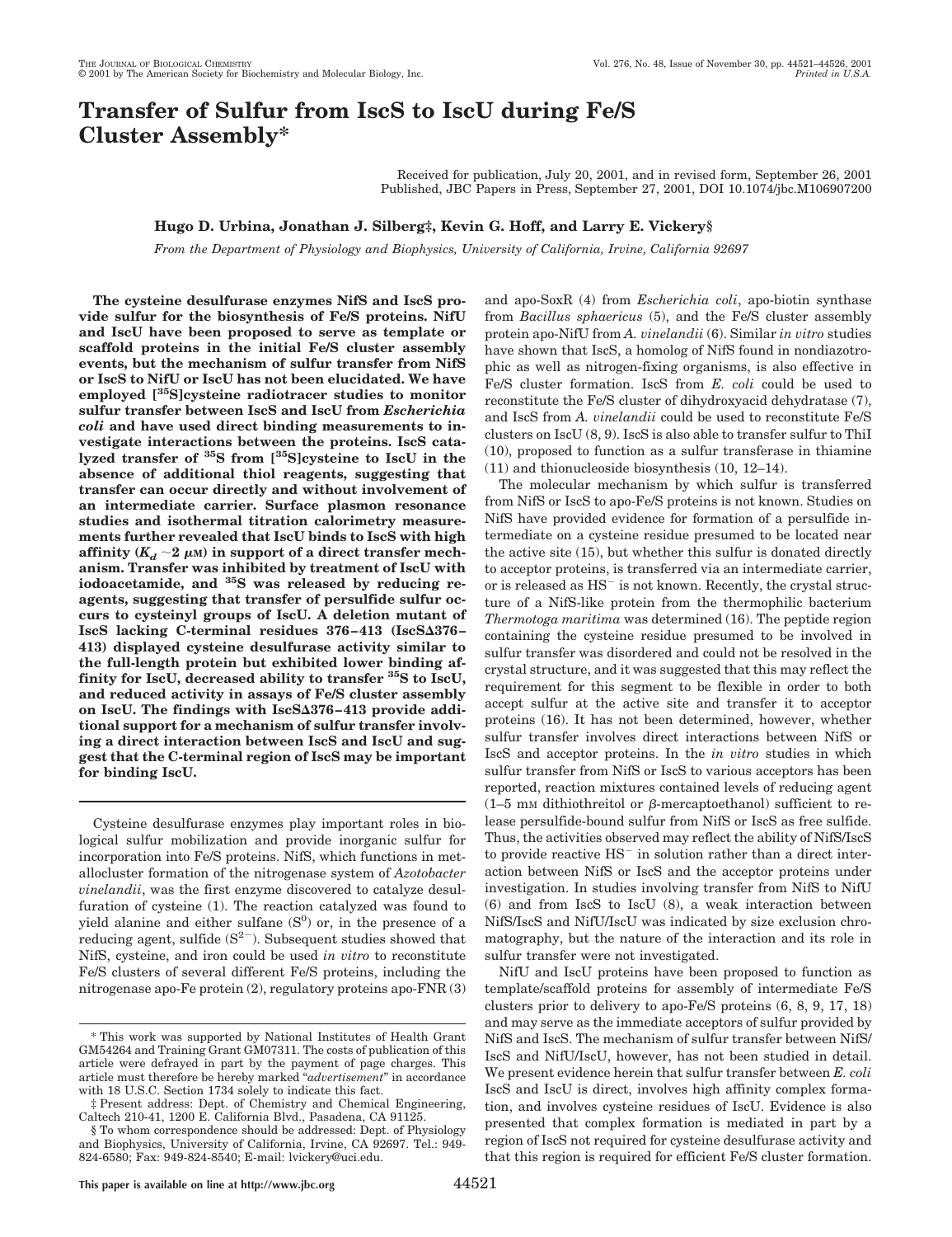# Transfer of Sulfur from IscS to IscU during Fe/S Cluster Assembly*

Received for publication, July 20, 2001, and in revised form, September 26, 2001
Published, JBC Papers in Press, September 27, 2001, DOI 10.1074/jbc.M106907200

**Hugo D. Urbina, Jonathan J. Silberg‡, Kevin G. Hoff, and Larry E. Vickery§**

*From the Department of Physiology and Biophysics, University of California, Irvine, California 92697*

**The cysteine desulfurase enzymes NifS and IscS provide sulfur for the biosynthesis of Fe/S proteins. NifU and IscU have been proposed to serve as template or scaffold proteins in the initial Fe/S cluster assembly events, but the mechanism of sulfur transfer from NifS or IscS to NifU or IscU has not been elucidated. We have employed [$^{35}$S]cysteine radiotracer studies to monitor sulfur transfer between IscS and IscU from *Escherichia coli* and have used direct binding measurements to investigate interactions between the proteins. IscS catalyzed transfer of $^{35}$S from [$^{35}$S]cysteine to IscU in the absence of additional thiol reagents, suggesting that transfer can occur directly and without involvement of an intermediate carrier. Surface plasmon resonance studies and isothermal titration calorimetry measurements further revealed that IscU binds to IscS with high affinity ($K_d$ ~2 μM) in support of a direct transfer mechanism. Transfer was inhibited by treatment of IscU with iodoacetamide, and $^{35}$S was released by reducing reagents, suggesting that transfer of persulfide sulfur occurs to cysteinyl groups of IscU. A deletion mutant of IscS lacking C-terminal residues 376–413 (IscSΔ376–413) displayed cysteine desulfurase activity similar to the full-length protein but exhibited lower binding affinity for IscU, decreased ability to transfer $^{35}$S to IscU, and reduced activity in assays of Fe/S cluster assembly on IscU. The findings with IscSΔ376–413 provide additional support for a mechanism of sulfur transfer involving a direct interaction between IscS and IscU and suggest that the C-terminal region of IscS may be important for binding IscU.**

Cysteine desulfurase enzymes play important roles in biological sulfur mobilization and provide inorganic sulfur for incorporation into Fe/S proteins. NifS, which functions in metallocluster formation of the nitrogenase system of *Azotobacter vinelandii*, was the first enzyme discovered to catalyze desulfuration of cysteine (1). The reaction catalyzed was found to yield alanine and either sulfane ($S^0$) or, in the presence of a reducing agent, sulfide ($S^{2-}$). Subsequent studies showed that NifS, cysteine, and iron could be used *in vitro* to reconstitute Fe/S clusters of several different Fe/S proteins, including the nitrogenase apo-Fe protein (2), regulatory proteins apo-FNR (3) and apo-SoxR (4) from *Escherichia coli*, apo-biotin synthase from *Bacillus sphaericus* (5), and the Fe/S cluster assembly protein apo-NifU from *A. vinelandii* (6). Similar *in vitro* studies have shown that IscS, a homolog of NifS found in nondiazotrophic as well as nitrogen-fixing organisms, is also effective in Fe/S cluster formation. IscS from *E. coli* could be used to reconstitute the Fe/S cluster of dihydroxyacid dehydratase (7), and IscS from *A. vinelandii* could be used to reconstitute Fe/S clusters on IscU (8, 9). IscS is also able to transfer sulfur to ThiI (10), proposed to function as a sulfur transferase in thiamine (11) and thionucleoside biosynthesis (10, 12–14).

The molecular mechanism by which sulfur is transferred from NifS or IscS to apo-Fe/S proteins is not known. Studies on NifS have provided evidence for formation of a persulfide intermediate on a cysteine residue presumed to be located near the active site (15), but whether this sulfur is donated directly to acceptor proteins, is transferred via an intermediate carrier, or is released as $HS^-$ is not known. Recently, the crystal structure of a NifS-like protein from the thermophilic bacterium *Thermotoga maritima* was determined (16). The peptide region containing the cysteine residue presumed to be involved in sulfur transfer was disordered and could not be resolved in the crystal structure, and it was suggested that this may reflect the requirement for this segment to be flexible in order to both accept sulfur at the active site and transfer it to acceptor proteins (16). It has not been determined, however, whether sulfur transfer involves direct interactions between NifS or IscS and acceptor proteins. In the *in vitro* studies in which sulfur transfer from NifS or IscS to various acceptors has been reported, reaction mixtures contained levels of reducing agent (1–5 mM dithiothreitol or β-mercaptoethanol) sufficient to release persulfide-bound sulfur from NifS or IscS as free sulfide. Thus, the activities observed may reflect the ability of NifS/IscS to provide reactive $HS^-$ in solution rather than a direct interaction between NifS or IscS and the acceptor proteins under investigation. In studies involving transfer from NifS to NifU (6) and from IscS to IscU (8), a weak interaction between NifS/IscS and NifU/IscU was indicated by size exclusion chromatography, but the nature of the interaction and its role in sulfur transfer were not investigated.

NifU and IscU proteins have been proposed to function as template/scaffold proteins for assembly of intermediate Fe/S clusters prior to delivery to apo-Fe/S proteins (6, 8, 9, 17, 18) and may serve as the immediate acceptors of sulfur provided by NifS and IscS. The mechanism of sulfur transfer between NifS/IscS and NifU/IscU, however, has not been studied in detail. We present evidence herein that sulfur transfer between *E. coli* IscS and IscU is direct, involves high affinity complex formation, and involves cysteine residues of IscU. Evidence is also presented that complex formation is mediated in part by a region of IscS not required for cysteine desulfurase activity and that this region is required for efficient Fe/S cluster formation.

* This work was supported by National Institutes of Health Grant GM54264 and Training Grant GM07311. The costs of publication of this article were defrayed in part by the payment of page charges. This article must therefore be hereby marked "*advertisement*" in accordance with 18 U.S.C. Section 1734 solely to indicate this fact.

‡ Present address: Dept. of Chemistry and Chemical Engineering, Caltech 210-41, 1200 E. California Blvd., Pasadena, CA 91125.

§ To whom correspondence should be addressed: Dept. of Physiology and Biophysics, University of California, Irvine, CA 92697. Tel.: 949-824-6580; Fax: 949-824-8540; E-mail: lvickery@uci.edu.

This paper is available on line at http://www.jbc.org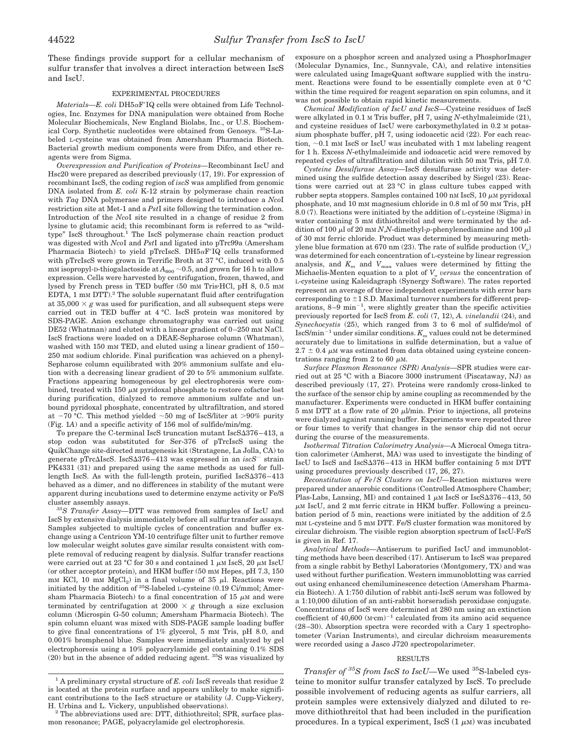These findings provide support for a cellular mechanism of sulfur transfer that involves a direct interaction between IscS and IscU.

## EXPERIMENTAL PROCEDURES

*Materials*—*E. coli* DH5αF′IQ cells were obtained from Life Technologies, Inc. Enzymes for DNA manipulation were obtained from Roche Molecular Biochemicals, New England Biolabs, Inc., or U.S. Biochemical Corp. Synthetic nucleotides were obtained from Genosys. $^{35}$S-Labeled L-cysteine was obtained from Amersham Pharmacia Biotech. Bacterial growth medium components were from Difco, and other reagents were from Sigma.

*Overexpression and Purification of Proteins*—Recombinant IscU and Hsc20 were prepared as described previously (17, 19). For expression of recombinant IscS, the coding region of *iscS* was amplified from genomic DNA isolated from *E. coli* K-12 strain by polymerase chain reaction with *Taq* DNA polymerase and primers designed to introduce a *Nco*I restriction site at Met-1 and a *Pst*I site following the termination codon. Introduction of the *Nco*I site resulted in a change of residue 2 from lysine to glutamic acid; this recombinant form is referred to as "wild-type" IscS throughout.[1] The IscS polymerase chain reaction product was digested with *Nco*I and *Pst*I and ligated into pTrc99a (Amersham Pharmacia Biotech) to yield pTrcIscS. DH5αF′IQ cells transformed with pTrcIscS were grown in Terrific Broth at 37 °C, induced with 0.5 mM isopropyl-D-thiogalactoside at $A_{600}$ ~0.5, and grown for 16 h to allow expression. Cells were harvested by centrifugation, frozen, thawed, and lysed by French press in TED buffer (50 mM Tris·HCl, pH 8, 0.5 mM EDTA, 1 mM DTT).[2] The soluble supernatant fluid after centrifugation at 35,000 × *g* was used for purification, and all subsequent steps were carried out in TED buffer at 4 °C. IscS protein was monitored by SDS-PAGE. Anion exchange chromatography was carried out using DE52 (Whatman) and eluted with a linear gradient of 0–250 mM NaCl. IscS fractions were loaded on a DEAE-Sepharose column (Whatman), washed with 150 mM TED, and eluted using a linear gradient of 150–250 mM sodium chloride. Final purification was achieved on a phenyl-Sepharose column equilibrated with 20% ammonium sulfate and elution with a decreasing linear gradient of 20 to 5% ammonium sulfate. Fractions appearing homogeneous by gel electrophoresis were combined, treated with 150 μM pyridoxal phosphate to restore cofactor lost during purification, dialyzed to remove ammonium sulfate and unbound pyridoxal phosphate, concentrated by ultrafiltration, and stored at −70 °C. This method yielded ~50 mg of IscS/liter at >90% purity (Fig. 1*A*) and a specific activity of 156 mol of sulfide/min/mg.

To prepare the C-terminal IscS truncation mutant IscSΔ376–413, a stop codon was substituted for Ser-376 of pTrcIscS using the QuikChange site-directed mutagenesis kit (Stratagene, La Jolla, CA) to generate pTrcΔIscS. IscSΔ376–413 was expressed in an *iscS*$^-$ strain PK4331 (31) and prepared using the same methods as used for full-length IscS. As with the full-length protein, purified IscSΔ376–413 behaved as a dimer, and no differences in stability of the mutant were apparent during incubations used to determine enzyme activity or Fe/S cluster assembly assays.

*$^{35}$S Transfer Assay*—DTT was removed from samples of IscU and IscS by extensive dialysis immediately before all sulfur transfer assays. Samples subjected to multiple cycles of concentration and buffer exchange using a Centricon YM-10 centrifuge filter unit to further remove low molecular weight solutes gave similar results consistent with complete removal of reducing reagent by dialysis. Sulfur transfer reactions were carried out at 23 °C for 30 s and contained 1 μM IscS, 20 μM IscU (or other acceptor protein), and HKM buffer (50 mM Hepes, pH 7.3, 150 mM KCl, 10 mM $MgCl_2$) in a final volume of 35 μl. Reactions were initiated by the addition of $^{35}$S-labeled L-cysteine (0.19 Ci/mmol; Amersham Pharmacia Biotech) to a final concentration of 15 μM and were terminated by centrifugation at 2000 × *g* through a size exclusion column (Microspin G-50 column; Amersham Pharmacia Biotech). The spin column eluant was mixed with SDS-PAGE sample loading buffer to give final concentrations of 1% glycerol, 5 mM Tris, pH 8.0, and 0.001% bromphenol blue. Samples were immediately analyzed by gel electrophoresis using a 10% polyacrylamide gel containing 0.1% SDS (20) but in the absence of added reducing agent. $^{35}$S was visualized by exposure on a phosphor screen and analyzed using a PhosphorImager (Molecular Dynamics, Inc., Sunnyvale, CA), and relative intensities were calculated using ImageQuant software supplied with the instrument. Reactions were found to be essentially complete even at 0 °C within the time required for reagent separation on spin columns, and it was not possible to obtain rapid kinetic measurements.

*Chemical Modification of IscU and IscS*—Cysteine residues of IscS were alkylated in 0.1 M Tris buffer, pH 7, using *N*-ethylmaleimide (21), and cysteine residues of IscU were carboxymethylated in 0.2 M potassium phosphate buffer, pH 7, using iodoacetic acid (22). For each reaction, ~0.1 mM IscS or IscU was incubated with 1 mM labeling reagent for 1 h. Excess *N*-ethylmaleimide and iodoacetic acid were removed by repeated cycles of ultrafiltration and dilution with 50 mM Tris, pH 7.0.

*Cysteine Desulfurase Assay*—IscS desulfurase activity was determined using the sulfide detection assay described by Siegel (23). Reactions were carried out at 23 °C in glass culture tubes capped with rubber septa stoppers. Samples contained 100 nM IscS, 10 μM pyridoxal phosphate, and 10 mM magnesium chloride in 0.8 ml of 50 mM Tris, pH 8.0 (7). Reactions were initiated by the addition of L-cysteine (Sigma) in water containing 5 mM dithiothreitol and were terminated by the addition of 100 μl of 20 mM *N,N*-dimethyl-*p*-phenylenediamine and 100 μl of 30 mM ferric chloride. Product was determined by measuring methylene blue formation at 670 nm (23). The rate of sulfide production ($V_o$) was determined for each concentration of L-cysteine by linear regression analysis, and $K_m$ and $V_{max}$ values were determined by fitting the Michaelis-Menten equation to a plot of $V_o$ *versus* the concentration of L-cysteine using Kaleidagraph (Synergy Software). The rates reported represent an average of three independent experiments with error bars corresponding to ±1 S.D. Maximal turnover numbers for different preparations, 8–9 $min^{-1}$, were slightly greater than the specific activities previously reported for IscS from *E. coli* (7, 12), *A. vinelandii* (24), and *Synechocystis* (25), which ranged from 3 to 6 mol of sulfide/mol of IscS/$min^{-1}$ under similar conditions. $K_m$ values could not be determined accurately due to limitations in sulfide determination, but a value of 2.7 ± 0.4 μM was estimated from data obtained using cysteine concentrations ranging from 2 to 60 μM.

*Surface Plasmon Resonance (SPR) Analysis*—SPR studies were carried out at 25 °C with a Biacore 3000 instrument (Piscataway, NJ) as described previously (17, 27). Proteins were randomly cross-linked to the surface of the sensor chip by amine coupling as recommended by the manufacturer. Experiments were conducted in HKM buffer containing 5 mM DTT at a flow rate of 20 μl/min. Prior to injections, all proteins were dialyzed against running buffer. Experiments were repeated three or four times to verify that changes in the sensor chip did not occur during the course of the measurements.

*Isothermal Titration Calorimetry Analysis*—A Microcal Omega titration calorimeter (Amherst, MA) was used to investigate the binding of IscU to IscS and IscSΔ376–413 in HKM buffer containing 5 mM DTT using procedures previously described (17, 26, 27).

*Reconstitution of Fe/S Clusters on IscU*—Reaction mixtures were prepared under anaerobic conditions (Controlled Atmosphere Chamber; Plas-Labs, Lansing, MI) and contained 1 μM IscS or IscSΔ376–413, 50 μM IscU, and 2 mM ferric citrate in HKM buffer. Following a preincubation period of 5 min, reactions were initiated by the addition of 2.5 mM L-cysteine and 5 mM DTT. Fe/S cluster formation was monitored by circular dichroism. The visible region absorption spectrum of IscU-Fe/S is given in Ref. 17.

*Analytical Methods*—Antiserum to purified IscU and immunoblotting methods have been described (17). Antiserum to IscS was prepared from a single rabbit by Bethyl Laboratories (Montgomery, TX) and was used without further purification. Western immunoblotting was carried out using enhanced chemiluminescence detection (Amersham Pharmacia Biotech). A 1:750 dilution of rabbit anti-IscS serum was followed by a 1:10,000 dilution of an anti-rabbit horseradish peroxidase conjugate. Concentrations of IscS were determined at 280 nm using an extinction coefficient of 40,600 $(M·cm)^{-1}$ calculated from its amino acid sequence (28–30). Absorption spectra were recorded with a Cary 1 spectrophotometer (Varian Instruments), and circular dichroism measurements were recorded using a Jasco J720 spectropolarimeter.

## RESULTS

*Transfer of $^{35}$S from IscS to IscU*—We used $^{35}$S-labeled cysteine to monitor sulfur transfer catalyzed by IscS. To preclude possible involvement of reducing agents as sulfur carriers, all protein samples were extensively dialyzed and diluted to remove dithiothreitol that had been included in the purification procedures. In a typical experiment, IscS (1 μM) was incubated

---

[1] A preliminary crystal structure of *E. coli* IscS reveals that residue 2 is located at the protein surface and appears unlikely to make significant contributions to the IscS structure or stability (J. Cupp-Vickery, H. Urbina and L. Vickery, unpublished observations).

[2] The abbreviations used are: DTT, dithiothreitol; SPR, surface plasmon resonance; PAGE, polyacrylamide gel electrophoresis.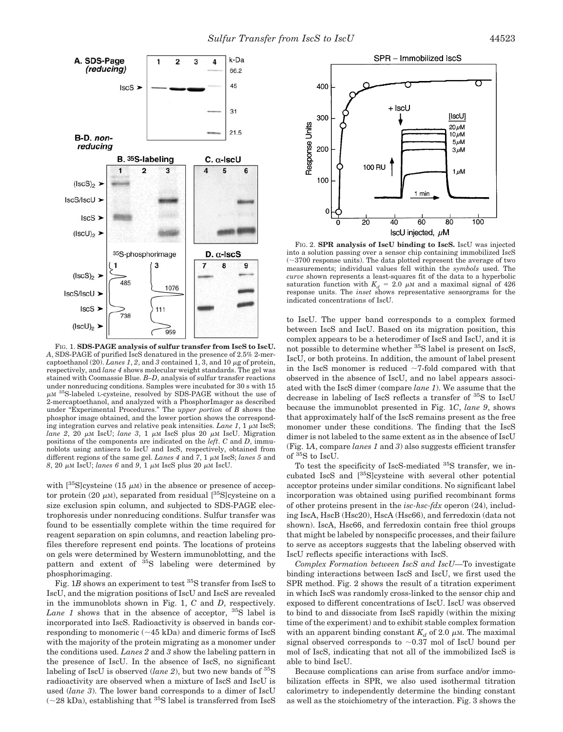FIG. 1. **SDS-PAGE analysis of sulfur transfer from IscS to IscU.** *A*, SDS-PAGE of purified IscS denatured in the presence of 2.5% 2-mercaptoethanol (20). *Lanes 1*, *2*, and *3* contained 1, 3, and 10 μg of protein, respectively, and *lane 4* shows molecular weight standards. The gel was stained with Coomassie Blue. *B–D*, analysis of sulfur transfer reactions under nonreducing conditions. Samples were incubated for 30 s with 15 μM $^{35}$S-labeled L-cysteine, resolved by SDS-PAGE without the use of 2-mercaptoethanol, and analyzed with a PhosphorImager as described under "Experimental Procedures." The *upper portion* of *B* shows the phosphor image obtained, and the lower portion shows the corresponding integration curves and relative peak intensities. *Lane 1*, 1 μM IscS; *lane 2*, 20 μM IscU; *lane 3*, 1 μM IscS plus 20 μM IscU. Migration positions of the components are indicated on the *left*. *C* and *D*, immunoblots using antisera to IscU and IscS, respectively, obtained from different regions of the same gel. *Lanes 4* and *7*, 1 μM IscS; *lanes 5* and *8*, 20 μM IscU; *lanes 6* and *9*, 1 μM IscS plus 20 μM IscU.

with [$^{35}$S]cysteine (15 μM) in the absence or presence of acceptor protein (20 μM), separated from residual [$^{35}$S]cysteine on a size exclusion spin column, and subjected to SDS-PAGE electrophoresis under nonreducing conditions. Sulfur transfer was found to be essentially complete within the time required for reagent separation on spin columns, and reaction labeling profiles therefore represent end points. The locations of proteins on gels were determined by Western immunoblotting, and the pattern and extent of $^{35}$S labeling were determined by phosphorimaging.

Fig. 1*B* shows an experiment to test $^{35}$S transfer from IscS to IscU, and the migration positions of IscU and IscS are revealed in the immunoblots shown in Fig. 1, *C* and *D*, respectively. *Lane 1* shows that in the absence of acceptor, $^{35}$S label is incorporated into IscS. Radioactivity is observed in bands corresponding to monomeric (~45 kDa) and dimeric forms of IscS with the majority of the protein migrating as a monomer under the conditions used. *Lanes 2* and *3* show the labeling pattern in the presence of IscU. In the absence of IscS, no significant labeling of IscU is observed (*lane 2*), but two new bands of $^{35}$S radioactivity are observed when a mixture of IscS and IscU is used (*lane 3*). The lower band corresponds to a dimer of IscU (~28 kDa), establishing that $^{35}$S label is transferred from IscS to IscU. The upper band corresponds to a complex formed between IscS and IscU. Based on its migration position, this complex appears to be a heterodimer of IscS and IscU, and it is not possible to determine whether $^{35}$S label is present on IscS, IscU, or both proteins. In addition, the amount of label present in the IscS monomer is reduced ~7-fold compared with that observed in the absence of IscU, and no label appears associated with the IscS dimer (compare *lane 1*). We assume that the decrease in labeling of IscS reflects a transfer of $^{35}$S to IscU because the immunoblot presented in Fig. 1*C*, *lane 9*, shows that approximately half of the IscS remains present as the free monomer under these conditions. The finding that the IscS dimer is not labeled to the same extent as in the absence of IscU (Fig. 1*A*, compare *lanes 1* and *3*) also suggests efficient transfer of $^{35}$S to IscU.

To test the specificity of IscS-mediated $^{35}$S transfer, we incubated IscS and [$^{35}$S]cysteine with several other potential acceptor proteins under similar conditions. No significant label incorporation was obtained using purified recombinant forms of other proteins present in the *isc-hsc-fdx* operon (24), including IscA, HscB (Hsc20), HscA (Hsc66), and ferredoxin (data not shown). IscA, Hsc66, and ferredoxin contain free thiol groups that might be labeled by nonspecific processes, and their failure to serve as acceptors suggests that the labeling observed with IscU reflects specific interactions with IscS.

FIG. 2. **SPR analysis of IscU binding to IscS.** IscU was injected into a solution passing over a sensor chip containing immobilized IscS (~3700 response units). The data plotted represent the average of two measurements; individual values fell within the *symbols* used. The *curve* shown represents a least-squares fit of the data to a hyperbolic saturation function with $K_d$ = 2.0 μM and a maximal signal of 426 response units. The *inset* shows representative sensorgrams for the indicated concentrations of IscU.

*Complex Formation between IscS and IscU*—To investigate binding interactions between IscS and IscU, we first used the SPR method. Fig. 2 shows the result of a titration experiment in which IscS was randomly cross-linked to the sensor chip and exposed to different concentrations of IscU. IscU was observed to bind to and dissociate from IscS rapidly (within the mixing time of the experiment) and to exhibit stable complex formation with an apparent binding constant $K_d$ of 2.0 μM. The maximal signal observed corresponds to ~0.37 mol of IscU bound per mol of IscS, indicating that not all of the immobilized IscS is able to bind IscU.

Because complications can arise from surface and/or immobilization effects in SPR, we also used isothermal titration calorimetry to independently determine the binding constant as well as the stoichiometry of the interaction. Fig. 3 shows the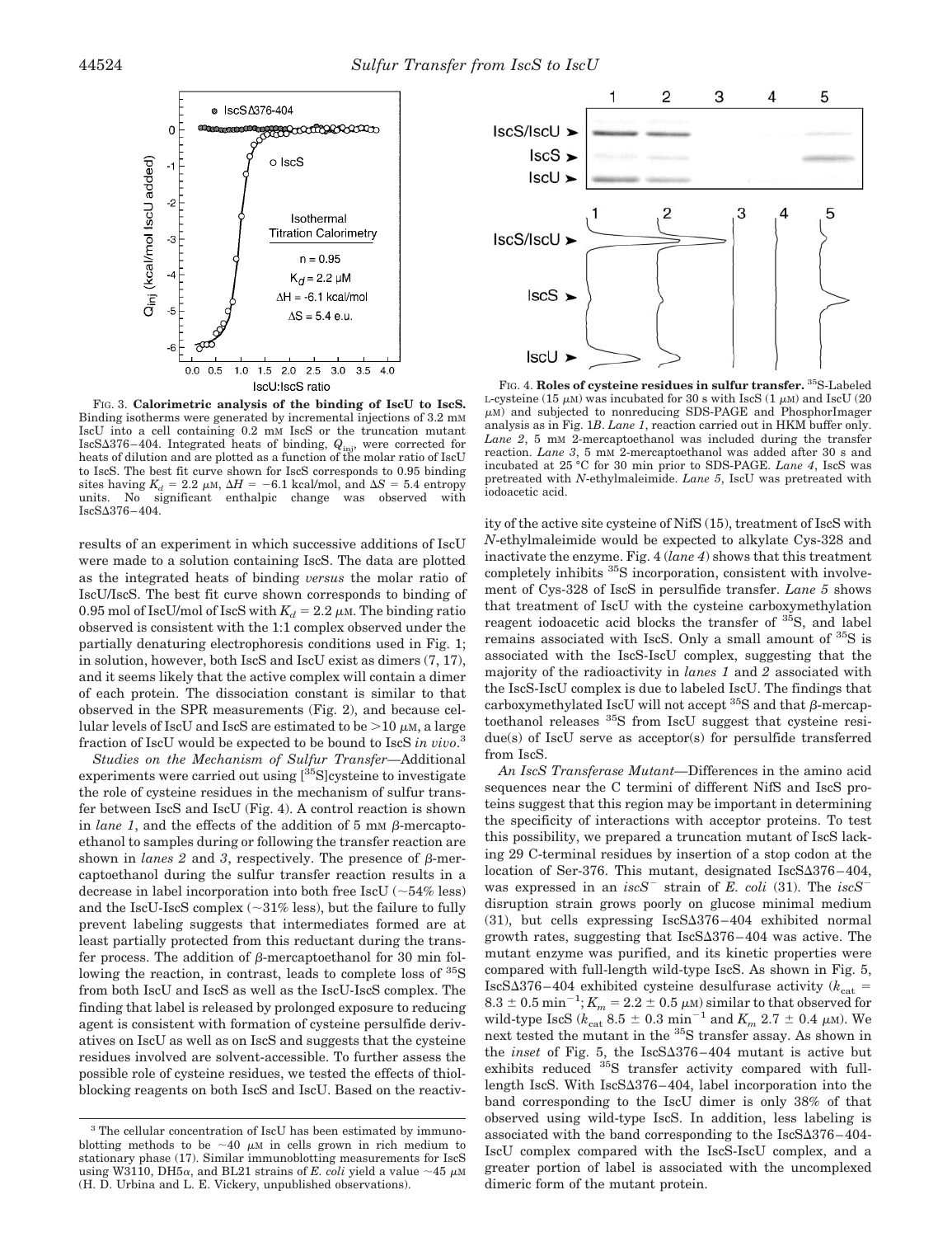FIG. 3. **Calorimetric analysis of the binding of IscU to IscS.** Binding isotherms were generated by incremental injections of 3.2 mM IscU into a cell containing 0.2 mM IscS or the truncation mutant IscSΔ376–404. Integrated heats of binding, $Q_{inj}$, were corrected for heats of dilution and are plotted as a function of the molar ratio of IscU to IscS. The best fit curve shown for IscS corresponds to 0.95 binding sites having $K_d$ = 2.2 μM, $\Delta H$ = −6.1 kcal/mol, and $\Delta S$ = 5.4 entropy units. No significant enthalpic change was observed with IscSΔ376–404.

results of an experiment in which successive additions of IscU were made to a solution containing IscS. The data are plotted as the integrated heats of binding *versus* the molar ratio of IscU/IscS. The best fit curve shown corresponds to binding of 0.95 mol of IscU/mol of IscS with $K_d$ = 2.2 μM. The binding ratio observed is consistent with the 1:1 complex observed under the partially denaturing electrophoresis conditions used in Fig. 1; in solution, however, both IscS and IscU exist as dimers (7, 17), and it seems likely that the active complex will contain a dimer of each protein. The dissociation constant is similar to that observed in the SPR measurements (Fig. 2), and because cellular levels of IscU and IscS are estimated to be >10 μM, a large fraction of IscU would be expected to be bound to IscS *in vivo*.[3]

*Studies on the Mechanism of Sulfur Transfer*—Additional experiments were carried out using [$^{35}$S]cysteine to investigate the role of cysteine residues in the mechanism of sulfur transfer between IscS and IscU (Fig. 4). A control reaction is shown in *lane 1*, and the effects of the addition of 5 mM β-mercaptoethanol to samples during or following the transfer reaction are shown in *lanes 2* and *3*, respectively. The presence of β-mercaptoethanol during the sulfur transfer reaction results in a decrease in label incorporation into both free IscU (~54% less) and the IscU-IscS complex (~31% less), but the failure to fully prevent labeling suggests that intermediates formed are at least partially protected from this reductant during the transfer process. The addition of β-mercaptoethanol for 30 min following the reaction, in contrast, leads to complete loss of $^{35}$S from both IscU and IscS as well as the IscU-IscS complex. The finding that label is released by prolonged exposure to reducing agent is consistent with formation of cysteine persulfide derivatives on IscU as well as on IscS and suggests that the cysteine residues involved are solvent-accessible. To further assess the possible role of cysteine residues, we tested the effects of thiol-blocking reagents on both IscS and IscU. Based on the reactivity of the active site cysteine of NifS (15), treatment of IscS with *N*-ethylmaleimide would be expected to alkylate Cys-328 and inactivate the enzyme. Fig. 4 (*lane 4*) shows that this treatment completely inhibits $^{35}$S incorporation, consistent with involvement of Cys-328 of IscS in persulfide transfer. *Lane 5* shows that treatment of IscU with the cysteine carboxymethylation reagent iodoacetic acid blocks the transfer of $^{35}$S, and label remains associated with IscS. Only a small amount of $^{35}$S is associated with the IscS-IscU complex, suggesting that the majority of the radioactivity in *lanes 1* and *2* associated with the IscS-IscU complex is due to labeled IscU. The findings that carboxymethylated IscU will not accept $^{35}$S and that β-mercaptoethanol releases $^{35}$S from IscU suggest that cysteine residue(s) of IscU serve as acceptor(s) for persulfide transferred from IscS.

FIG. 4. **Roles of cysteine residues in sulfur transfer.** $^{35}$S-Labeled L-cysteine (15 μM) was incubated for 30 s with IscS (1 μM) and IscU (20 μM) and subjected to nonreducing SDS-PAGE and PhosphorImager analysis as in Fig. 1*B*. *Lane 1*, reaction carried out in HKM buffer only. *Lane 2*, 5 mM 2-mercaptoethanol was included during the transfer reaction. *Lane 3*, 5 mM 2-mercaptoethanol was added after 30 s and incubated at 25 °C for 30 min prior to SDS-PAGE. *Lane 4*, IscS was pretreated with *N*-ethylmaleimide. *Lane 5*, IscU was pretreated with iodoacetic acid.

*An IscS Transferase Mutant*—Differences in the amino acid sequences near the C termini of different NifS and IscS proteins suggest that this region may be important in determining the specificity of interactions with acceptor proteins. To test this possibility, we prepared a truncation mutant of IscS lacking 29 C-terminal residues by insertion of a stop codon at the location of Ser-376. This mutant, designated IscSΔ376–404, was expressed in an $iscS^-$ strain of *E. coli* (31). The $iscS^-$ disruption strain grows poorly on glucose minimal medium (31), but cells expressing IscSΔ376–404 exhibited normal growth rates, suggesting that IscSΔ376–404 was active. The mutant enzyme was purified, and its kinetic properties were compared with full-length wild-type IscS. As shown in Fig. 5, IscSΔ376–404 exhibited cysteine desulfurase activity ($k_{cat}$ = 8.3 ± 0.5 min$^{-1}$; $K_m$ = 2.2 ± 0.5 μM) similar to that observed for wild-type IscS ($k_{cat}$ 8.5 ± 0.3 min$^{-1}$ and $K_m$ 2.7 ± 0.4 μM). We next tested the mutant in the $^{35}$S transfer assay. As shown in the *inset* of Fig. 5, the IscSΔ376–404 mutant is active but exhibits reduced $^{35}$S transfer activity compared with full-length IscS. With IscSΔ376–404, label incorporation into the band corresponding to the IscU dimer is only 38% of that observed using wild-type IscS. In addition, less labeling is associated with the band corresponding to the IscSΔ376–404-IscU complex compared with the IscS-IscU complex, and a greater portion of label is associated with the uncomplexed dimeric form of the mutant protein.

[3] The cellular concentration of IscU has been estimated by immunoblotting methods to be ~40 μM in cells grown in rich medium to stationary phase (17). Similar immunoblotting measurements for IscS using W3110, DH5α, and BL21 strains of *E. coli* yield a value ~45 μM (H. D. Urbina and L. E. Vickery, unpublished observations).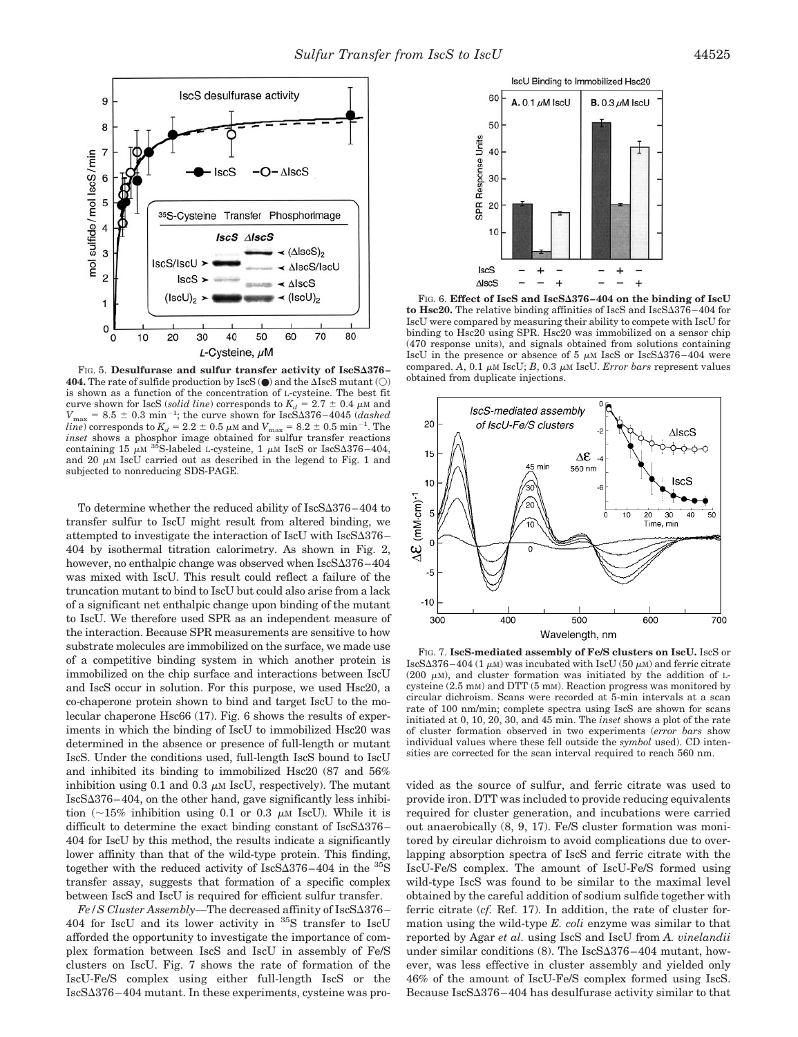FIG. 5. **Desulfurase and sulfur transfer activity of IscSΔ376–404.** The rate of sulfide production by IscS (●) and the ΔIscS mutant (○) is shown as a function of the concentration of L-cysteine. The best fit curve shown for IscS (*solid line*) corresponds to $K_d = 2.7 \pm 0.4$ $\mu$M and $V_{max} = 8.5 \pm 0.3$ min$^{-1}$; the curve shown for IscSΔ376–4045 (*dashed line*) corresponds to $K_d = 2.2 \pm 0.5$ $\mu$M and $V_{max} = 8.2 \pm 0.5$ min$^{-1}$. The *inset* shows a phosphor image obtained for sulfur transfer reactions containing 15 $\mu$M $^{35}$S-labeled L-cysteine, 1 $\mu$M IscS or IscSΔ376–404, and 20 $\mu$M IscU carried out as described in the legend to Fig. 1 and subjected to nonreducing SDS-PAGE.

To determine whether the reduced ability of IscSΔ376–404 to transfer sulfur to IscU might result from altered binding, we attempted to investigate the interaction of IscU with IscSΔ376–404 by isothermal titration calorimetry. As shown in Fig. 2, however, no enthalpic change was observed when IscSΔ376–404 was mixed with IscU. This result could reflect a failure of the truncation mutant to bind to IscU but could also arise from a lack of a significant net enthalpic change upon binding of the mutant to IscU. We therefore used SPR as an independent measure of the interaction. Because SPR measurements are sensitive to how substrate molecules are immobilized on the surface, we made use of a competitive binding system in which another protein is immobilized on the chip surface and interactions between IscU and IscS occur in solution. For this purpose, we used Hsc20, a co-chaperone protein shown to bind and target IscU to the molecular chaperone Hsc66 (17). Fig. 6 shows the results of experiments in which the binding of IscU to immobilized Hsc20 was determined in the absence or presence of full-length or mutant IscS. Under the conditions used, full-length IscS bound to IscU and inhibited its binding to immobilized Hsc20 (87 and 56% inhibition using 0.1 and 0.3 $\mu$M IscU, respectively). The mutant IscSΔ376–404, on the other hand, gave significantly less inhibition (~15% inhibition using 0.1 or 0.3 $\mu$M IscU). While it is difficult to determine the exact binding constant of IscSΔ376–404 for IscU by this method, the results indicate a significantly lower affinity than that of the wild-type protein. This finding, together with the reduced activity of IscSΔ376–404 in the $^{35}$S transfer assay, suggests that formation of a specific complex between IscS and IscU is required for efficient sulfur transfer.

*Fe/S Cluster Assembly*—The decreased affinity of IscSΔ376–404 for IscU and its lower activity in $^{35}$S transfer to IscU afforded the opportunity to investigate the importance of complex formation between IscS and IscU in assembly of Fe/S clusters on IscU. Fig. 7 shows the rate of formation of the IscU-Fe/S complex using either full-length IscS or the IscSΔ376–404 mutant. In these experiments, cysteine was provided as the source of sulfur, and ferric citrate was used to provide iron. DTT was included to provide reducing equivalents required for cluster generation, and incubations were carried out anaerobically (8, 9, 17). Fe/S cluster formation was monitored by circular dichroism to avoid complications due to overlapping absorption spectra of IscS and ferric citrate with the IscU-Fe/S complex. The amount of IscU-Fe/S formed using wild-type IscS was found to be similar to the maximal level obtained by the careful addition of sodium sulfide together with ferric citrate (*cf.* Ref. 17). In addition, the rate of cluster formation using the wild-type *E. coli* enzyme was similar to that reported by Agar *et al.* using IscS and IscU from *A. vinelandii* under similar conditions (8). The IscSΔ376–404 mutant, however, was less effective in cluster assembly and yielded only 46% of the amount of IscU-Fe/S complex formed using IscS. Because IscSΔ376–404 has desulfurase activity similar to that

FIG. 6. **Effect of IscS and IscSΔ376–404 on the binding of IscU to Hsc20.** The relative binding affinities of IscS and IscSΔ376–404 for IscU were compared by measuring their ability to compete with IscU for binding to Hsc20 using SPR. Hsc20 was immobilized on a sensor chip (470 response units), and signals obtained from solutions containing IscU in the presence or absence of 5 $\mu$M IscS or IscSΔ376–404 were compared. *A*, 0.1 $\mu$M IscU; *B*, 0.3 $\mu$M IscU. *Error bars* represent values obtained from duplicate injections.

FIG. 7. **IscS-mediated assembly of Fe/S clusters on IscU.** IscS or IscSΔ376–404 (1 $\mu$M) was incubated with IscU (50 $\mu$M) and ferric citrate (200 $\mu$M), and cluster formation was initiated by the addition of L-cysteine (2.5 mM) and DTT (5 mM). Reaction progress was monitored by circular dichroism. Scans were recorded at 5-min intervals at a scan rate of 100 nm/min; complete spectra using IscS are shown for scans initiated at 0, 10, 20, 30, and 45 min. The *inset* shows a plot of the rate of cluster formation observed in two experiments (*error bars* show individual values where these fell outside the *symbol* used). CD intensities are corrected for the scan interval required to reach 560 nm.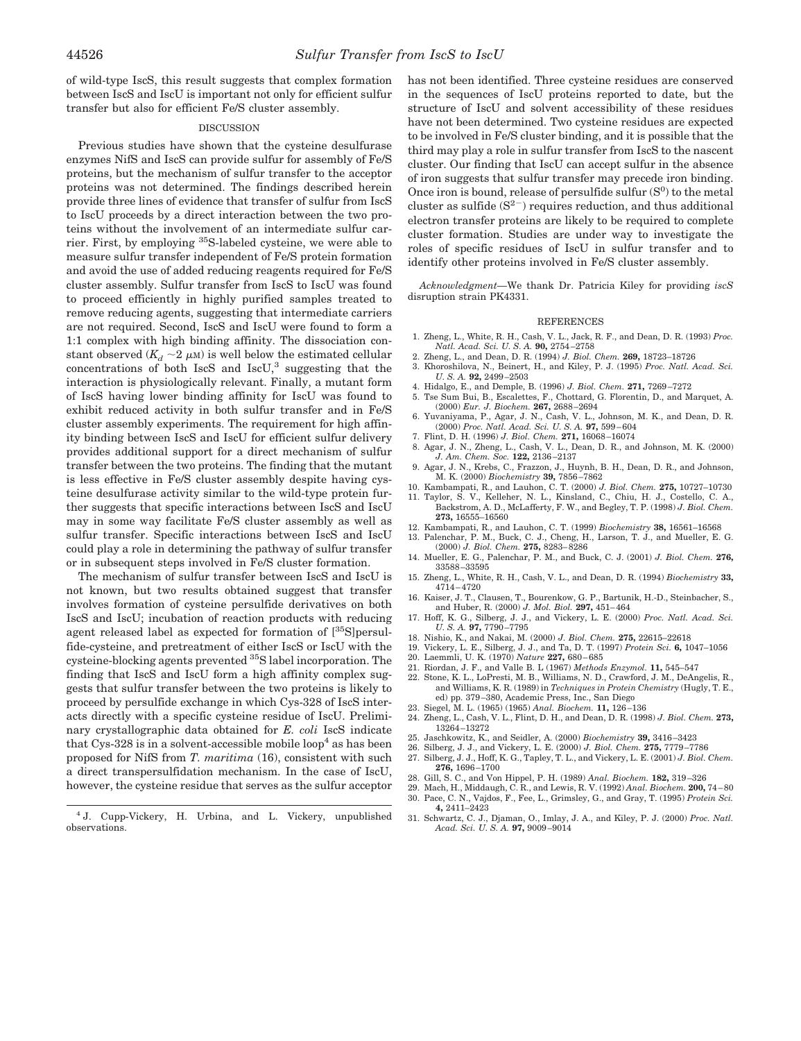of wild-type IscS, this result suggests that complex formation between IscS and IscU is important not only for efficient sulfur transfer but also for efficient Fe/S cluster assembly.

## DISCUSSION

Previous studies have shown that the cysteine desulfurase enzymes NifS and IscS can provide sulfur for assembly of Fe/S proteins, but the mechanism of sulfur transfer to the acceptor proteins was not determined. The findings described herein provide three lines of evidence that transfer of sulfur from IscS to IscU proceeds by a direct interaction between the two proteins without the involvement of an intermediate sulfur carrier. First, by employing $^{35}S$-labeled cysteine, we were able to measure sulfur transfer independent of Fe/S protein formation and avoid the use of added reducing reagents required for Fe/S cluster assembly. Sulfur transfer from IscS to IscU was found to proceed efficiently in highly purified samples treated to remove reducing agents, suggesting that intermediate carriers are not required. Second, IscS and IscU were found to form a 1:1 complex with high binding affinity. The dissociation constant observed ($K_d$ ~2 μM) is well below the estimated cellular concentrations of both IscS and IscU,[3] suggesting that the interaction is physiologically relevant. Finally, a mutant form of IscS having lower binding affinity for IscU was found to exhibit reduced activity in both sulfur transfer and in Fe/S cluster assembly experiments. The requirement for high affinity binding between IscS and IscU for efficient sulfur delivery provides additional support for a direct mechanism of sulfur transfer between the two proteins. The finding that the mutant is less effective in Fe/S cluster assembly despite having cysteine desulfurase activity similar to the wild-type protein further suggests that specific interactions between IscS and IscU may in some way facilitate Fe/S cluster assembly as well as sulfur transfer. Specific interactions between IscS and IscU could play a role in determining the pathway of sulfur transfer or in subsequent steps involved in Fe/S cluster formation.

The mechanism of sulfur transfer between IscS and IscU is not known, but two results obtained suggest that transfer involves formation of cysteine persulfide derivatives on both IscS and IscU; incubation of reaction products with reducing agent released label as expected for formation of [$^{35}S$]persulfide-cysteine, and pretreatment of either IscS or IscU with the cysteine-blocking agents prevented $^{35}S$ label incorporation. The finding that IscS and IscU form a high affinity complex suggests that sulfur transfer between the two proteins is likely to proceed by persulfide exchange in which Cys-328 of IscS interacts directly with a specific cysteine residue of IscU. Preliminary crystallographic data obtained for *E. coli* IscS indicate that Cys-328 is in a solvent-accessible mobile loop[4] as has been proposed for NifS from *T. maritima* (16), consistent with such a direct transpersulfidation mechanism. In the case of IscU, however, the cysteine residue that serves as the sulfur acceptor has not been identified. Three cysteine residues are conserved in the sequences of IscU proteins reported to date, but the structure of IscU and solvent accessibility of these residues have not been determined. Two cysteine residues are expected to be involved in Fe/S cluster binding, and it is possible that the third may play a role in sulfur transfer from IscS to the nascent cluster. Our finding that IscU can accept sulfur in the absence of iron suggests that sulfur transfer may precede iron binding. Once iron is bound, release of persulfide sulfur ($S^0$) to the metal cluster as sulfide ($S^{2-}$) requires reduction, and thus additional electron transfer proteins are likely to be required to complete cluster formation. Studies are under way to investigate the roles of specific residues of IscU in sulfur transfer and to identify other proteins involved in Fe/S cluster assembly.

*Acknowledgment*—We thank Dr. Patricia Kiley for providing *iscS* disruption strain PK4331.

[4] J. Cupp-Vickery, H. Urbina, and L. Vickery, unpublished observations.

## REFERENCES

1. Zheng, L., White, R. H., Cash, V. L., Jack, R. F., and Dean, D. R. (1993) *Proc. Natl. Acad. Sci. U. S. A.* **90,** 2754–2758
2. Zheng, L., and Dean, D. R. (1994) *J. Biol. Chem.* **269,** 18723–18726
3. Khoroshilova, N., Beinert, H., and Kiley, P. J. (1995) *Proc. Natl. Acad. Sci. U. S. A.* **92,** 2499–2503
4. Hidalgo, E., and Demple, B. (1996) *J. Biol. Chem.* **271,** 7269–7272
5. Tse Sum Bui, B., Escalettes, F., Chottard, G. Florentin, D., and Marquet, A. (2000) *Eur. J. Biochem.* **267,** 2688–2694
6. Yuvaniyama, P., Agar, J. N., Cash, V. L., Johnson, M. K., and Dean, D. R. (2000) *Proc. Natl. Acad. Sci. U. S. A.* **97,** 599–604
7. Flint, D. H. (1996) *J. Biol. Chem.* **271,** 16068–16074
8. Agar, J. N., Zheng, L., Cash, V. L., Dean, D. R., and Johnson, M. K. (2000) *J. Am. Chem. Soc.* **122,** 2136–2137
9. Agar, J. N., Krebs, C., Frazzon, J., Huynh, B. H., Dean, D. R., and Johnson, M. K. (2000) *Biochemistry* **39,** 7856–7862
10. Kambampati, R., and Lauhon, C. T. (2000) *J. Biol. Chem.* **275,** 10727–10730
11. Taylor, S. V., Kelleher, N. L., Kinsland, C., Chiu, H. J., Costello, C. A., Backstrom, A. D., McLafferty, F. W., and Begley, T. P. (1998) *J. Biol. Chem.* **273,** 16555–16560
12. Kambampati, R., and Lauhon, C. T. (1999) *Biochemistry* **38,** 16561–16568
13. Palenchar, P. M., Buck, C. J., Cheng, H., Larson, T. J., and Mueller, E. G. (2000) *J. Biol. Chem.* **275,** 8283–8286
14. Mueller, E. G., Palenchar, P. M., and Buck, C. J. (2001) *J. Biol. Chem.* **276,** 33588–33595
15. Zheng, L., White, R. H., Cash, V. L., and Dean, D. R. (1994) *Biochemistry* **33,** 4714–4720
16. Kaiser, J. T., Clausen, T., Bourenkow, G. P., Bartunik, H.-D., Steinbacher, S., and Huber, R. (2000) *J. Mol. Biol.* **297,** 451–464
17. Hoff, K. G., Silberg, J. J., and Vickery, L. E. (2000) *Proc. Natl. Acad. Sci. U. S. A.* **97,** 7790–7795
18. Nishio, K., and Nakai, M. (2000) *J. Biol. Chem.* **275,** 22615–22618
19. Vickery, L. E., Silberg, J. J., and Ta, D. T. (1997) *Protein Sci.* **6,** 1047–1056
20. Laemmli, U. K. (1970) *Nature* **227,** 680–685
21. Riordan, J. F., and Valle B. L (1967) *Methods Enzymol.* **11,** 545–547
22. Stone, K. L., LoPresti, M. B., Williams, N. D., Crawford, J. M., DeAngelis, R., and Williams, K. R. (1989) in *Techniques in Protein Chemistry* (Hugly, T. E., ed) pp. 379–380, Academic Press, Inc., San Diego
23. Siegel, M. L. (1965) (1965) *Anal. Biochem.* **11,** 126–136
24. Zheng, L., Cash, V. L., Flint, D. H., and Dean, D. R. (1998) *J. Biol. Chem.* **273,** 13264–13272
25. Jaschkowitz, K., and Seidler, A. (2000) *Biochemistry* **39,** 3416–3423
26. Silberg, J. J., and Vickery, L. E. (2000) *J. Biol. Chem.* **275,** 7779–7786
27. Silberg, J. J., Hoff, K. G., Tapley, T. L., and Vickery, L. E. (2001) *J. Biol. Chem.* **276,** 1696–1700
28. Gill, S. C., and Von Hippel, P. H. (1989) *Anal. Biochem.* **182,** 319–326
29. Mach, H., Middaugh, C. R., and Lewis, R. V. (1992) *Anal. Biochem.* **200,** 74–80
30. Pace, C. N., Vajdos, F., Fee, L., Grimsley, G., and Gray, T. (1995) *Protein Sci.* **4,** 2411–2423
31. Schwartz, C. J., Djaman, O., Imlay, J. A., and Kiley, P. J. (2000) *Proc. Natl. Acad. Sci. U. S. A.* **97,** 9009–9014